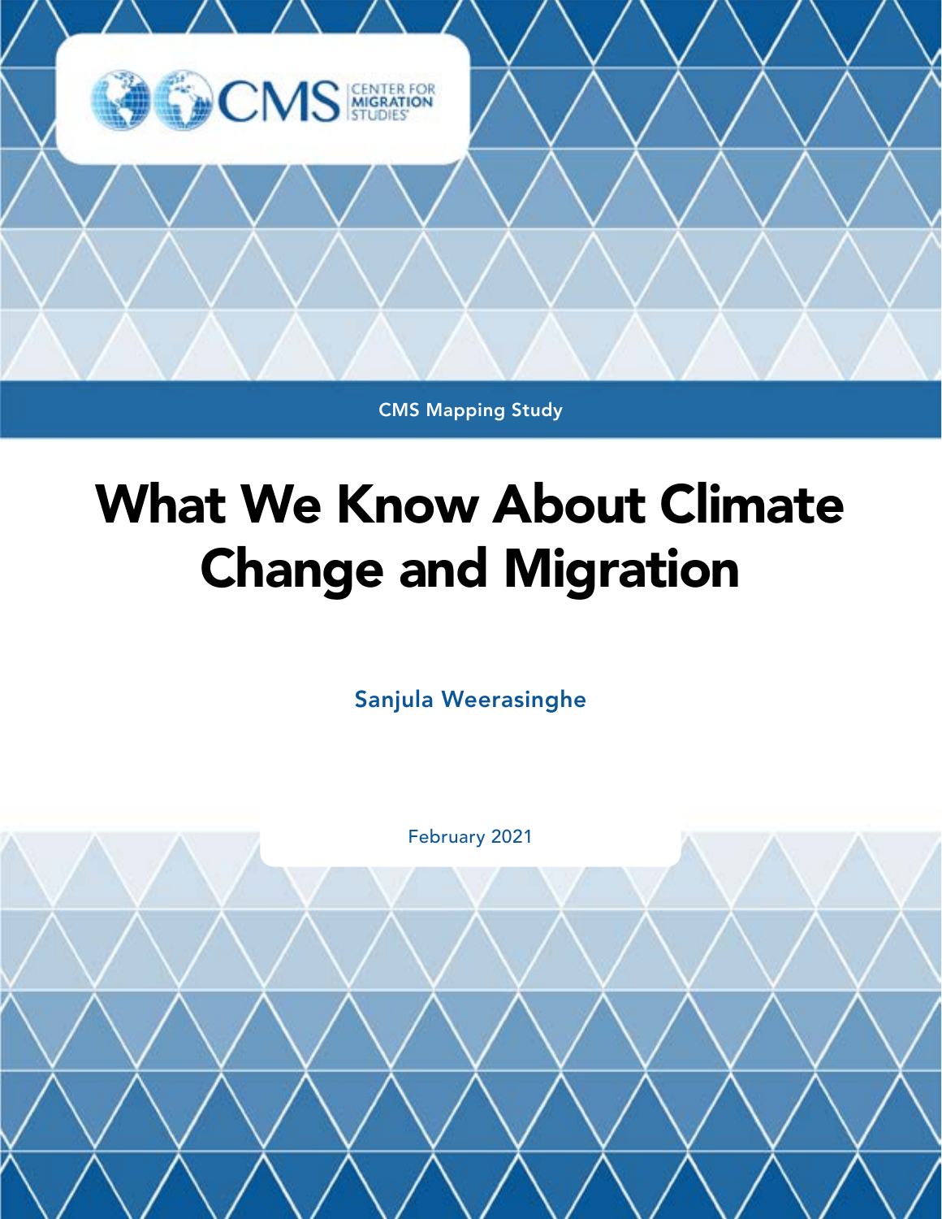CMS CENTER FOR MIGRATION STUDIES

CMS Mapping Study

# What We Know About Climate Change and Migration

Sanjula Weerasinghe

February 2021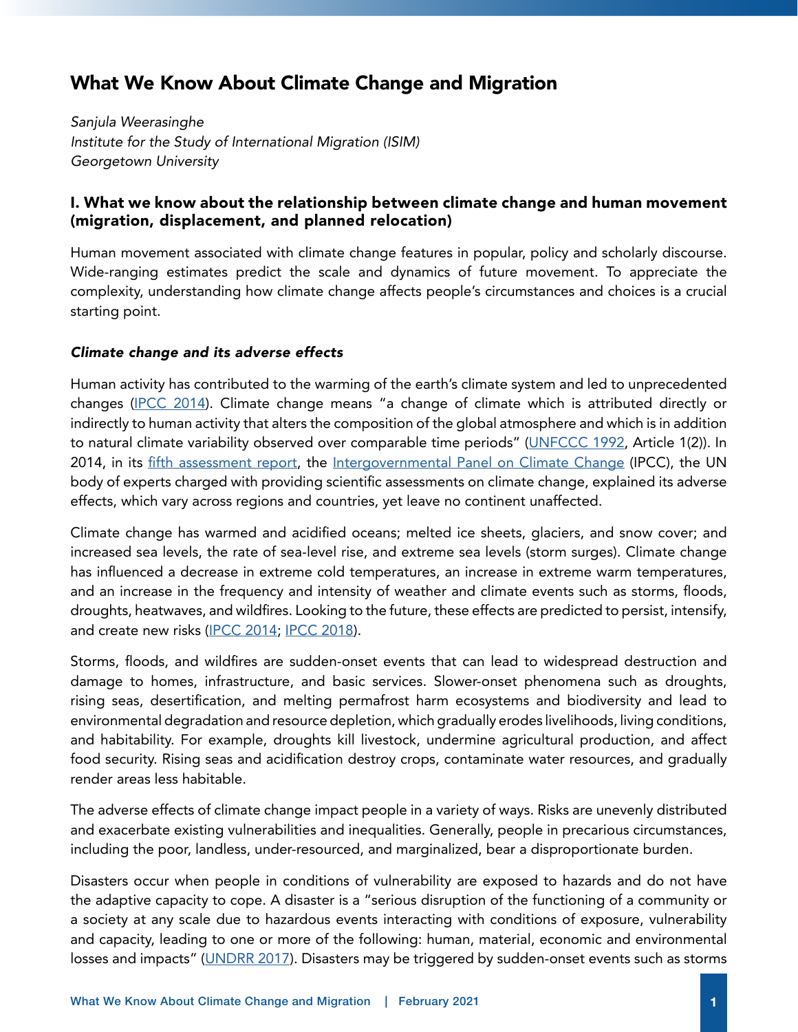# What We Know About Climate Change and Migration

*Sanjula Weerasinghe*
*Institute for the Study of International Migration (ISIM)*
*Georgetown University*

## I. What we know about the relationship between climate change and human movement (migration, displacement, and planned relocation)

Human movement associated with climate change features in popular, policy and scholarly discourse. Wide-ranging estimates predict the scale and dynamics of future movement. To appreciate the complexity, understanding how climate change affects people's circumstances and choices is a crucial starting point.

### *Climate change and its adverse effects*

Human activity has contributed to the warming of the earth's climate system and led to unprecedented changes (IPCC 2014). Climate change means "a change of climate which is attributed directly or indirectly to human activity that alters the composition of the global atmosphere and which is in addition to natural climate variability observed over comparable time periods" (UNFCCC 1992, Article 1(2)). In 2014, in its fifth assessment report, the Intergovernmental Panel on Climate Change (IPCC), the UN body of experts charged with providing scientific assessments on climate change, explained its adverse effects, which vary across regions and countries, yet leave no continent unaffected.

Climate change has warmed and acidified oceans; melted ice sheets, glaciers, and snow cover; and increased sea levels, the rate of sea-level rise, and extreme sea levels (storm surges). Climate change has influenced a decrease in extreme cold temperatures, an increase in extreme warm temperatures, and an increase in the frequency and intensity of weather and climate events such as storms, floods, droughts, heatwaves, and wildfires. Looking to the future, these effects are predicted to persist, intensify, and create new risks (IPCC 2014; IPCC 2018).

Storms, floods, and wildfires are sudden-onset events that can lead to widespread destruction and damage to homes, infrastructure, and basic services. Slower-onset phenomena such as droughts, rising seas, desertification, and melting permafrost harm ecosystems and biodiversity and lead to environmental degradation and resource depletion, which gradually erodes livelihoods, living conditions, and habitability. For example, droughts kill livestock, undermine agricultural production, and affect food security. Rising seas and acidification destroy crops, contaminate water resources, and gradually render areas less habitable.

The adverse effects of climate change impact people in a variety of ways. Risks are unevenly distributed and exacerbate existing vulnerabilities and inequalities. Generally, people in precarious circumstances, including the poor, landless, under-resourced, and marginalized, bear a disproportionate burden.

Disasters occur when people in conditions of vulnerability are exposed to hazards and do not have the adaptive capacity to cope. A disaster is a "serious disruption of the functioning of a community or a society at any scale due to hazardous events interacting with conditions of exposure, vulnerability and capacity, leading to one or more of the following: human, material, economic and environmental losses and impacts" (UNDRR 2017). Disasters may be triggered by sudden-onset events such as storms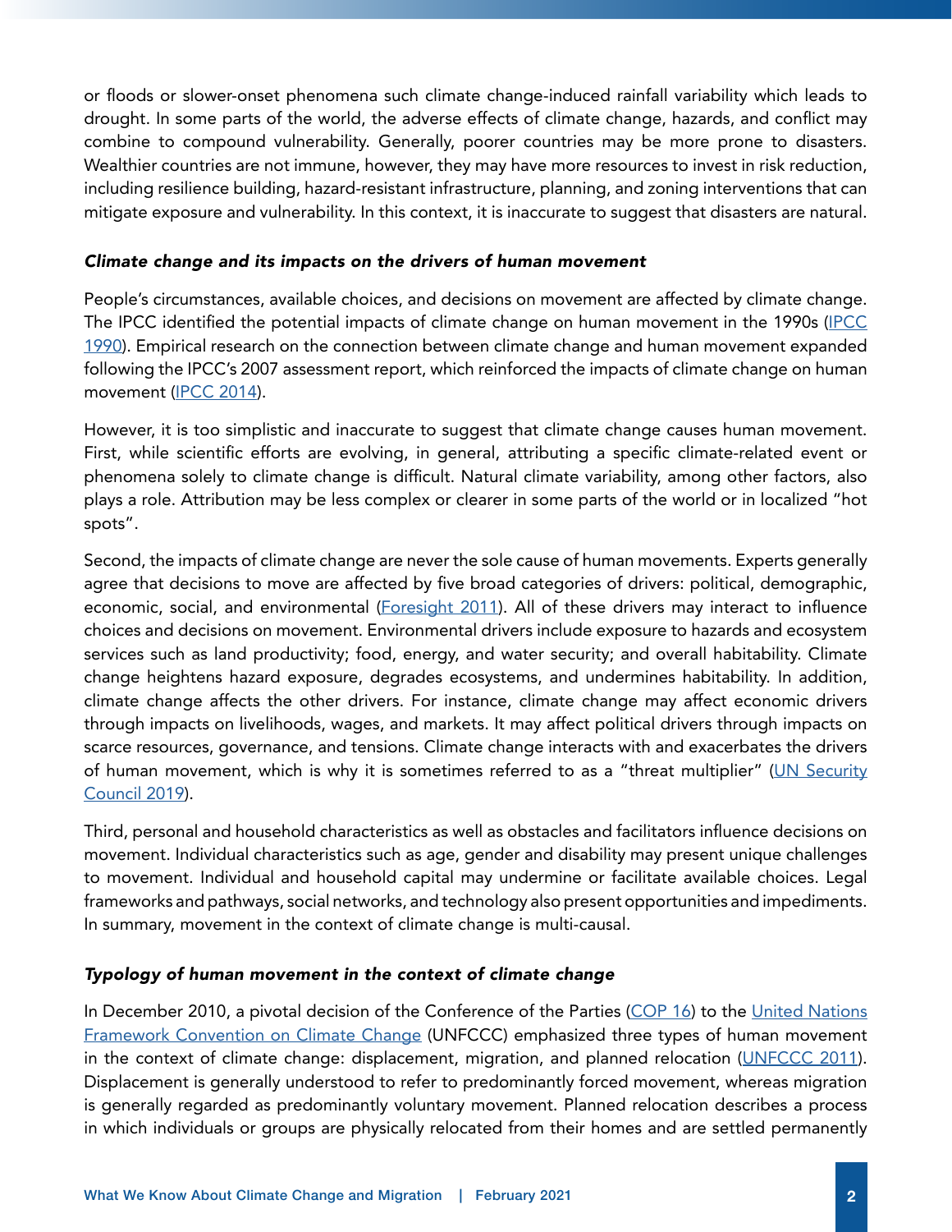or floods or slower-onset phenomena such climate change-induced rainfall variability which leads to drought. In some parts of the world, the adverse effects of climate change, hazards, and conflict may combine to compound vulnerability. Generally, poorer countries may be more prone to disasters. Wealthier countries are not immune, however, they may have more resources to invest in risk reduction, including resilience building, hazard-resistant infrastructure, planning, and zoning interventions that can mitigate exposure and vulnerability. In this context, it is inaccurate to suggest that disasters are natural.

### *Climate change and its impacts on the drivers of human movement*

People's circumstances, available choices, and decisions on movement are affected by climate change. The IPCC identified the potential impacts of climate change on human movement in the 1990s (IPCC 1990). Empirical research on the connection between climate change and human movement expanded following the IPCC's 2007 assessment report, which reinforced the impacts of climate change on human movement (IPCC 2014).

However, it is too simplistic and inaccurate to suggest that climate change causes human movement. First, while scientific efforts are evolving, in general, attributing a specific climate-related event or phenomena solely to climate change is difficult. Natural climate variability, among other factors, also plays a role. Attribution may be less complex or clearer in some parts of the world or in localized "hot spots".

Second, the impacts of climate change are never the sole cause of human movements. Experts generally agree that decisions to move are affected by five broad categories of drivers: political, demographic, economic, social, and environmental (Foresight 2011). All of these drivers may interact to influence choices and decisions on movement. Environmental drivers include exposure to hazards and ecosystem services such as land productivity; food, energy, and water security; and overall habitability. Climate change heightens hazard exposure, degrades ecosystems, and undermines habitability. In addition, climate change affects the other drivers. For instance, climate change may affect economic drivers through impacts on livelihoods, wages, and markets. It may affect political drivers through impacts on scarce resources, governance, and tensions. Climate change interacts with and exacerbates the drivers of human movement, which is why it is sometimes referred to as a "threat multiplier" (UN Security Council 2019).

Third, personal and household characteristics as well as obstacles and facilitators influence decisions on movement. Individual characteristics such as age, gender and disability may present unique challenges to movement. Individual and household capital may undermine or facilitate available choices. Legal frameworks and pathways, social networks, and technology also present opportunities and impediments. In summary, movement in the context of climate change is multi-causal.

### *Typology of human movement in the context of climate change*

In December 2010, a pivotal decision of the Conference of the Parties (COP 16) to the United Nations Framework Convention on Climate Change (UNFCCC) emphasized three types of human movement in the context of climate change: displacement, migration, and planned relocation (UNFCCC 2011). Displacement is generally understood to refer to predominantly forced movement, whereas migration is generally regarded as predominantly voluntary movement. Planned relocation describes a process in which individuals or groups are physically relocated from their homes and are settled permanently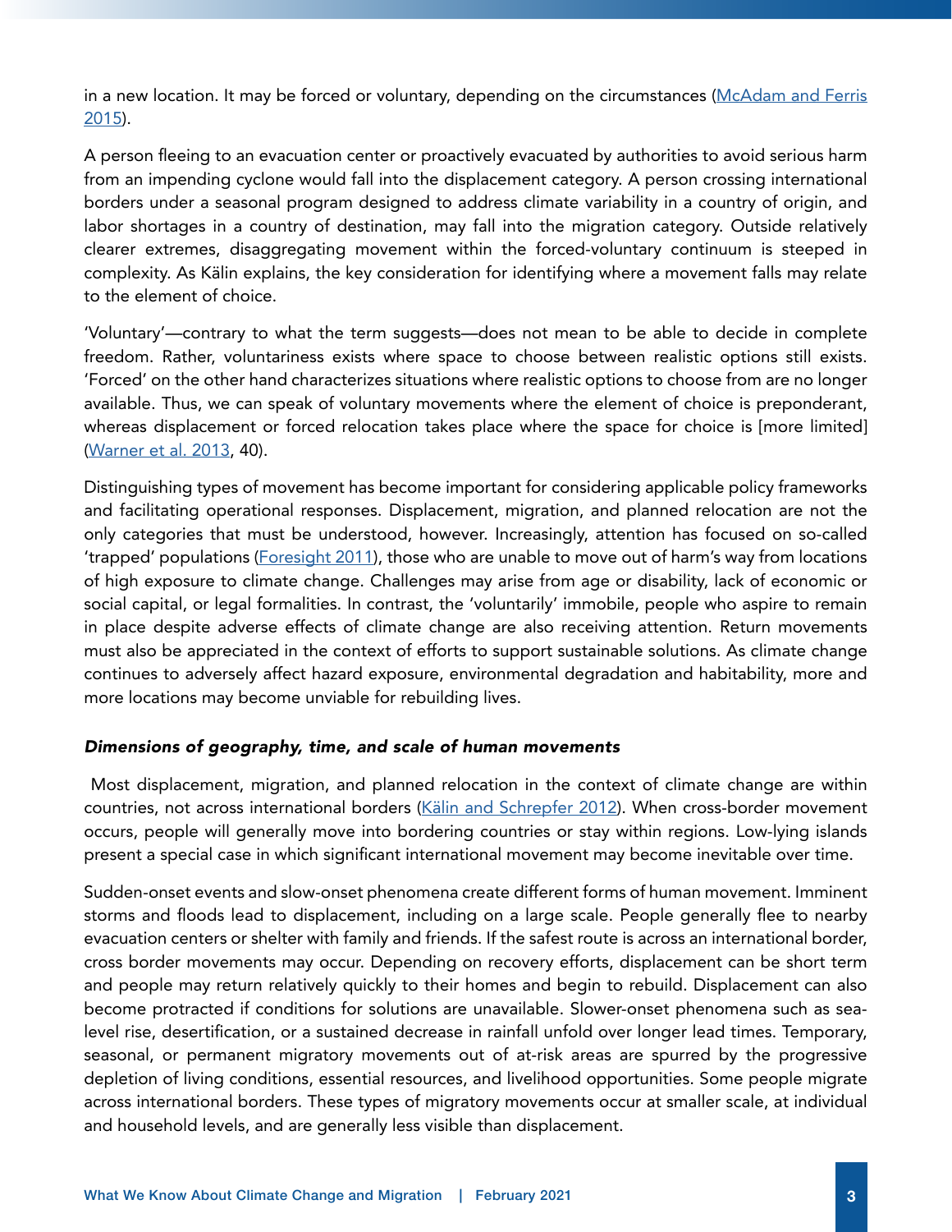in a new location. It may be forced or voluntary, depending on the circumstances ([McAdam and Ferris 2015](#)).

A person fleeing to an evacuation center or proactively evacuated by authorities to avoid serious harm from an impending cyclone would fall into the displacement category. A person crossing international borders under a seasonal program designed to address climate variability in a country of origin, and labor shortages in a country of destination, may fall into the migration category. Outside relatively clearer extremes, disaggregating movement within the forced-voluntary continuum is steeped in complexity. As Kälin explains, the key consideration for identifying where a movement falls may relate to the element of choice.

'Voluntary'—contrary to what the term suggests—does not mean to be able to decide in complete freedom. Rather, voluntariness exists where space to choose between realistic options still exists. 'Forced' on the other hand characterizes situations where realistic options to choose from are no longer available. Thus, we can speak of voluntary movements where the element of choice is preponderant, whereas displacement or forced relocation takes place where the space for choice is [more limited] ([Warner et al. 2013](#), 40).

Distinguishing types of movement has become important for considering applicable policy frameworks and facilitating operational responses. Displacement, migration, and planned relocation are not the only categories that must be understood, however. Increasingly, attention has focused on so-called 'trapped' populations ([Foresight 2011](#)), those who are unable to move out of harm's way from locations of high exposure to climate change. Challenges may arise from age or disability, lack of economic or social capital, or legal formalities. In contrast, the 'voluntarily' immobile, people who aspire to remain in place despite adverse effects of climate change are also receiving attention. Return movements must also be appreciated in the context of efforts to support sustainable solutions. As climate change continues to adversely affect hazard exposure, environmental degradation and habitability, more and more locations may become unviable for rebuilding lives.

### *Dimensions of geography, time, and scale of human movements*

Most displacement, migration, and planned relocation in the context of climate change are within countries, not across international borders ([Kälin and Schrepfer 2012](#)). When cross-border movement occurs, people will generally move into bordering countries or stay within regions. Low-lying islands present a special case in which significant international movement may become inevitable over time.

Sudden-onset events and slow-onset phenomena create different forms of human movement. Imminent storms and floods lead to displacement, including on a large scale. People generally flee to nearby evacuation centers or shelter with family and friends. If the safest route is across an international border, cross border movements may occur. Depending on recovery efforts, displacement can be short term and people may return relatively quickly to their homes and begin to rebuild. Displacement can also become protracted if conditions for solutions are unavailable. Slower-onset phenomena such as sea-level rise, desertification, or a sustained decrease in rainfall unfold over longer lead times. Temporary, seasonal, or permanent migratory movements out of at-risk areas are spurred by the progressive depletion of living conditions, essential resources, and livelihood opportunities. Some people migrate across international borders. These types of migratory movements occur at smaller scale, at individual and household levels, and are generally less visible than displacement.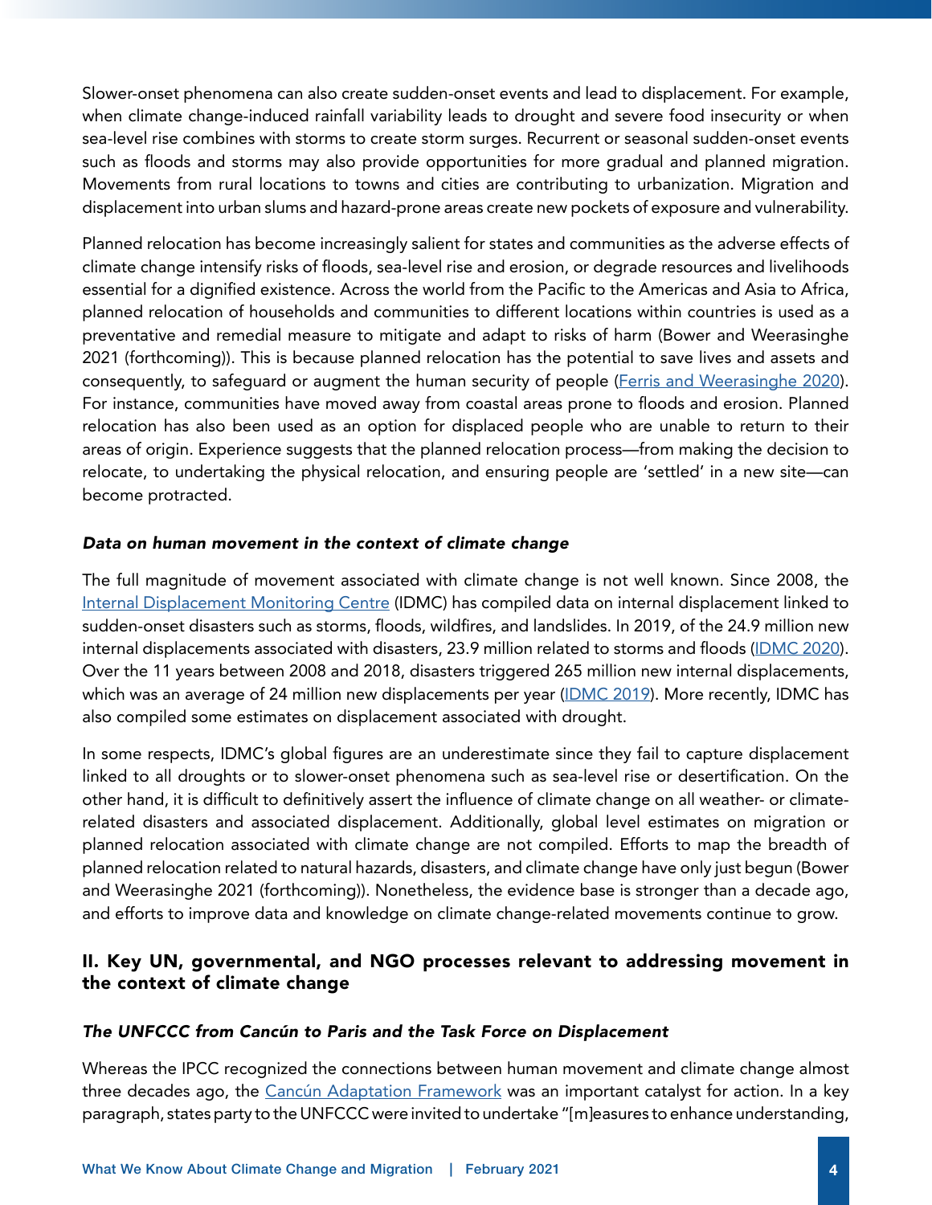Slower-onset phenomena can also create sudden-onset events and lead to displacement. For example, when climate change-induced rainfall variability leads to drought and severe food insecurity or when sea-level rise combines with storms to create storm surges. Recurrent or seasonal sudden-onset events such as floods and storms may also provide opportunities for more gradual and planned migration. Movements from rural locations to towns and cities are contributing to urbanization. Migration and displacement into urban slums and hazard-prone areas create new pockets of exposure and vulnerability.

Planned relocation has become increasingly salient for states and communities as the adverse effects of climate change intensify risks of floods, sea-level rise and erosion, or degrade resources and livelihoods essential for a dignified existence. Across the world from the Pacific to the Americas and Asia to Africa, planned relocation of households and communities to different locations within countries is used as a preventative and remedial measure to mitigate and adapt to risks of harm (Bower and Weerasinghe 2021 (forthcoming)). This is because planned relocation has the potential to save lives and assets and consequently, to safeguard or augment the human security of people (Ferris and Weerasinghe 2020). For instance, communities have moved away from coastal areas prone to floods and erosion. Planned relocation has also been used as an option for displaced people who are unable to return to their areas of origin. Experience suggests that the planned relocation process—from making the decision to relocate, to undertaking the physical relocation, and ensuring people are 'settled' in a new site—can become protracted.

### *Data on human movement in the context of climate change*

The full magnitude of movement associated with climate change is not well known. Since 2008, the Internal Displacement Monitoring Centre (IDMC) has compiled data on internal displacement linked to sudden-onset disasters such as storms, floods, wildfires, and landslides. In 2019, of the 24.9 million new internal displacements associated with disasters, 23.9 million related to storms and floods (IDMC 2020). Over the 11 years between 2008 and 2018, disasters triggered 265 million new internal displacements, which was an average of 24 million new displacements per year (IDMC 2019). More recently, IDMC has also compiled some estimates on displacement associated with drought.

In some respects, IDMC's global figures are an underestimate since they fail to capture displacement linked to all droughts or to slower-onset phenomena such as sea-level rise or desertification. On the other hand, it is difficult to definitively assert the influence of climate change on all weather- or climate-related disasters and associated displacement. Additionally, global level estimates on migration or planned relocation associated with climate change are not compiled. Efforts to map the breadth of planned relocation related to natural hazards, disasters, and climate change have only just begun (Bower and Weerasinghe 2021 (forthcoming)). Nonetheless, the evidence base is stronger than a decade ago, and efforts to improve data and knowledge on climate change-related movements continue to grow.

## II. Key UN, governmental, and NGO processes relevant to addressing movement in the context of climate change

### *The UNFCCC from Cancún to Paris and the Task Force on Displacement*

Whereas the IPCC recognized the connections between human movement and climate change almost three decades ago, the Cancún Adaptation Framework was an important catalyst for action. In a key paragraph, states party to the UNFCCC were invited to undertake "[m]easures to enhance understanding,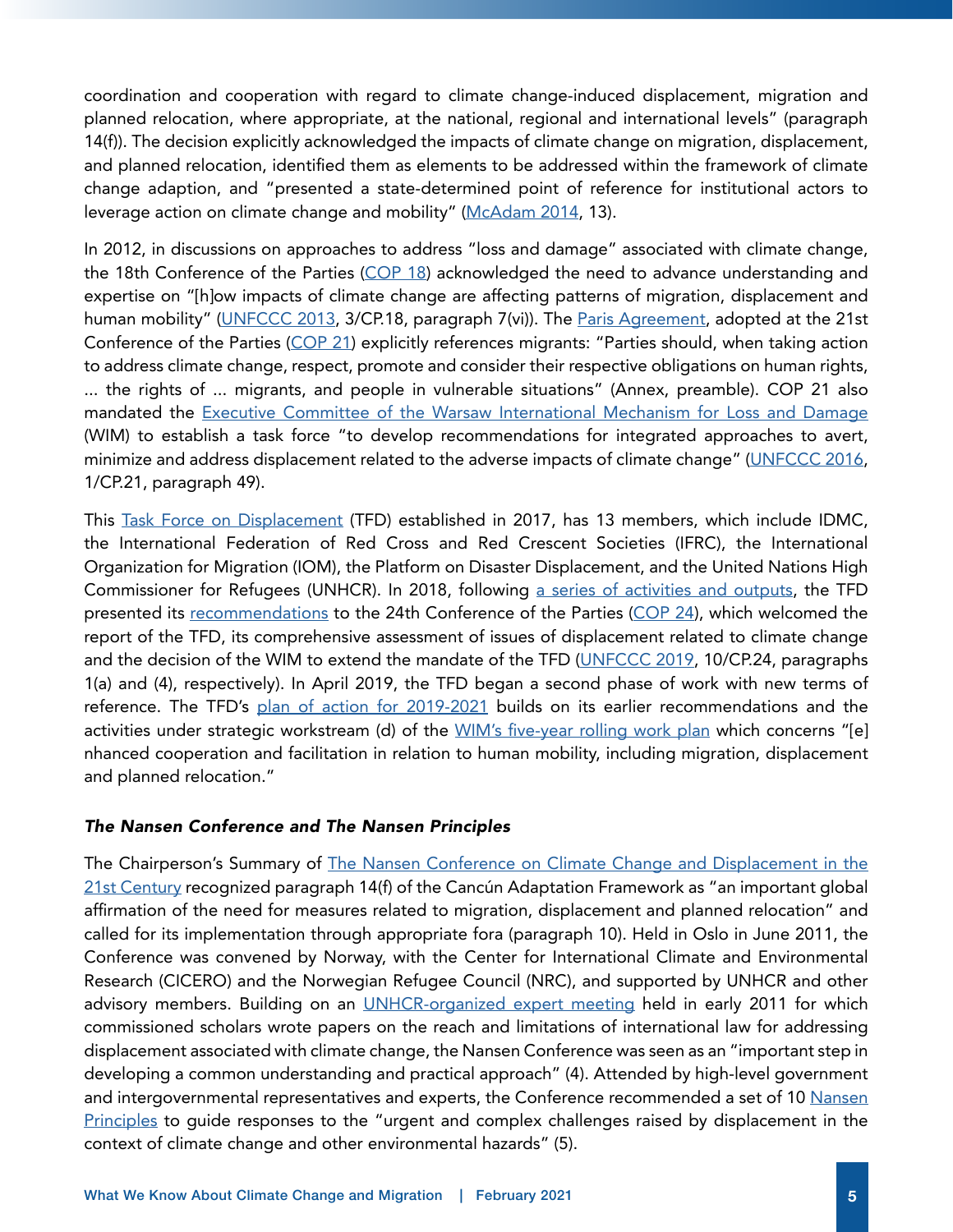coordination and cooperation with regard to climate change-induced displacement, migration and planned relocation, where appropriate, at the national, regional and international levels" (paragraph 14(f)). The decision explicitly acknowledged the impacts of climate change on migration, displacement, and planned relocation, identified them as elements to be addressed within the framework of climate change adaption, and "presented a state-determined point of reference for institutional actors to leverage action on climate change and mobility" (McAdam 2014, 13).

In 2012, in discussions on approaches to address "loss and damage" associated with climate change, the 18th Conference of the Parties (COP 18) acknowledged the need to advance understanding and expertise on "[h]ow impacts of climate change are affecting patterns of migration, displacement and human mobility" (UNFCCC 2013, 3/CP.18, paragraph 7(vi)). The Paris Agreement, adopted at the 21st Conference of the Parties (COP 21) explicitly references migrants: "Parties should, when taking action to address climate change, respect, promote and consider their respective obligations on human rights, ... the rights of ... migrants, and people in vulnerable situations" (Annex, preamble). COP 21 also mandated the Executive Committee of the Warsaw International Mechanism for Loss and Damage (WIM) to establish a task force "to develop recommendations for integrated approaches to avert, minimize and address displacement related to the adverse impacts of climate change" (UNFCCC 2016, 1/CP.21, paragraph 49).

This Task Force on Displacement (TFD) established in 2017, has 13 members, which include IDMC, the International Federation of Red Cross and Red Crescent Societies (IFRC), the International Organization for Migration (IOM), the Platform on Disaster Displacement, and the United Nations High Commissioner for Refugees (UNHCR). In 2018, following a series of activities and outputs, the TFD presented its recommendations to the 24th Conference of the Parties (COP 24), which welcomed the report of the TFD, its comprehensive assessment of issues of displacement related to climate change and the decision of the WIM to extend the mandate of the TFD (UNFCCC 2019, 10/CP.24, paragraphs 1(a) and (4), respectively). In April 2019, the TFD began a second phase of work with new terms of reference. The TFD's plan of action for 2019-2021 builds on its earlier recommendations and the activities under strategic workstream (d) of the WIM's five-year rolling work plan which concerns "[e]nhanced cooperation and facilitation in relation to human mobility, including migration, displacement and planned relocation."

### *The Nansen Conference and The Nansen Principles*

The Chairperson's Summary of The Nansen Conference on Climate Change and Displacement in the 21st Century recognized paragraph 14(f) of the Cancún Adaptation Framework as "an important global affirmation of the need for measures related to migration, displacement and planned relocation" and called for its implementation through appropriate fora (paragraph 10). Held in Oslo in June 2011, the Conference was convened by Norway, with the Center for International Climate and Environmental Research (CICERO) and the Norwegian Refugee Council (NRC), and supported by UNHCR and other advisory members. Building on an UNHCR-organized expert meeting held in early 2011 for which commissioned scholars wrote papers on the reach and limitations of international law for addressing displacement associated with climate change, the Nansen Conference was seen as an "important step in developing a common understanding and practical approach" (4). Attended by high-level government and intergovernmental representatives and experts, the Conference recommended a set of 10 Nansen Principles to guide responses to the "urgent and complex challenges raised by displacement in the context of climate change and other environmental hazards" (5).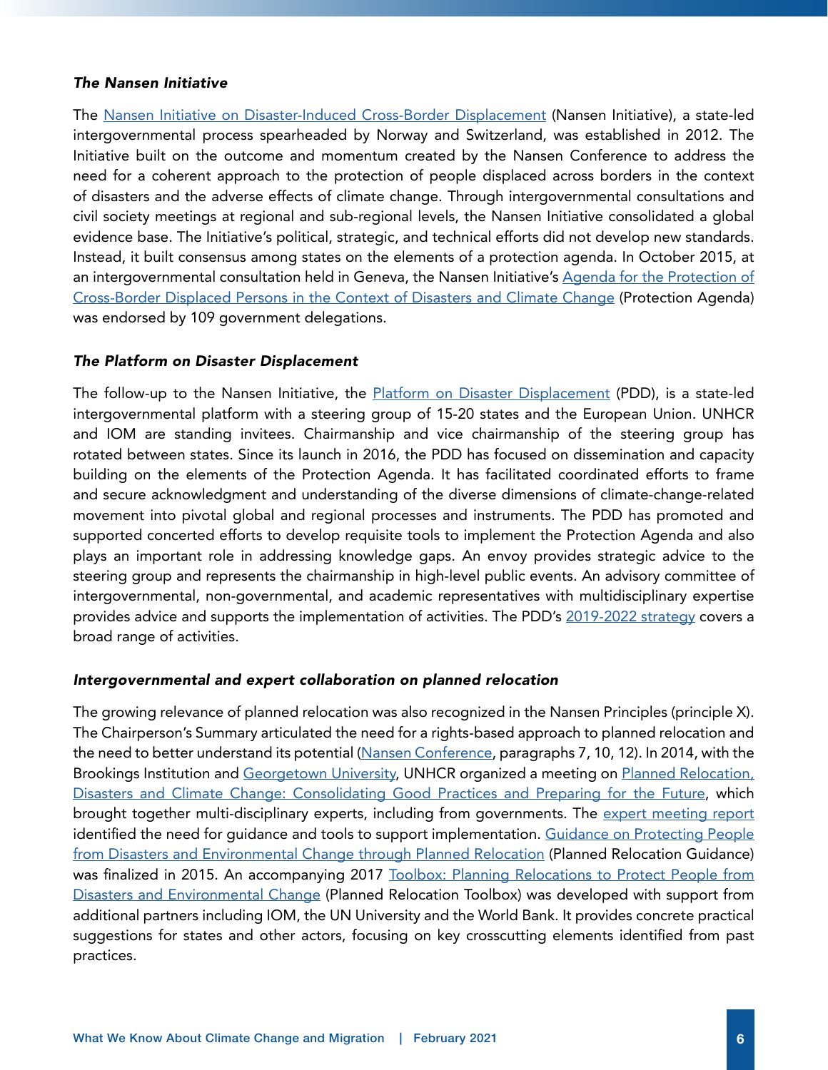### *The Nansen Initiative*

The Nansen Initiative on Disaster-Induced Cross-Border Displacement (Nansen Initiative), a state-led intergovernmental process spearheaded by Norway and Switzerland, was established in 2012. The Initiative built on the outcome and momentum created by the Nansen Conference to address the need for a coherent approach to the protection of people displaced across borders in the context of disasters and the adverse effects of climate change. Through intergovernmental consultations and civil society meetings at regional and sub-regional levels, the Nansen Initiative consolidated a global evidence base. The Initiative's political, strategic, and technical efforts did not develop new standards. Instead, it built consensus among states on the elements of a protection agenda. In October 2015, at an intergovernmental consultation held in Geneva, the Nansen Initiative's Agenda for the Protection of Cross-Border Displaced Persons in the Context of Disasters and Climate Change (Protection Agenda) was endorsed by 109 government delegations.

### *The Platform on Disaster Displacement*

The follow-up to the Nansen Initiative, the Platform on Disaster Displacement (PDD), is a state-led intergovernmental platform with a steering group of 15-20 states and the European Union. UNHCR and IOM are standing invitees. Chairmanship and vice chairmanship of the steering group has rotated between states. Since its launch in 2016, the PDD has focused on dissemination and capacity building on the elements of the Protection Agenda. It has facilitated coordinated efforts to frame and secure acknowledgment and understanding of the diverse dimensions of climate-change-related movement into pivotal global and regional processes and instruments. The PDD has promoted and supported concerted efforts to develop requisite tools to implement the Protection Agenda and also plays an important role in addressing knowledge gaps. An envoy provides strategic advice to the steering group and represents the chairmanship in high-level public events. An advisory committee of intergovernmental, non-governmental, and academic representatives with multidisciplinary expertise provides advice and supports the implementation of activities. The PDD's 2019-2022 strategy covers a broad range of activities.

### *Intergovernmental and expert collaboration on planned relocation*

The growing relevance of planned relocation was also recognized in the Nansen Principles (principle X). The Chairperson's Summary articulated the need for a rights-based approach to planned relocation and the need to better understand its potential (Nansen Conference, paragraphs 7, 10, 12). In 2014, with the Brookings Institution and Georgetown University, UNHCR organized a meeting on Planned Relocation, Disasters and Climate Change: Consolidating Good Practices and Preparing for the Future, which brought together multi-disciplinary experts, including from governments. The expert meeting report identified the need for guidance and tools to support implementation. Guidance on Protecting People from Disasters and Environmental Change through Planned Relocation (Planned Relocation Guidance) was finalized in 2015. An accompanying 2017 Toolbox: Planning Relocations to Protect People from Disasters and Environmental Change (Planned Relocation Toolbox) was developed with support from additional partners including IOM, the UN University and the World Bank. It provides concrete practical suggestions for states and other actors, focusing on key crosscutting elements identified from past practices.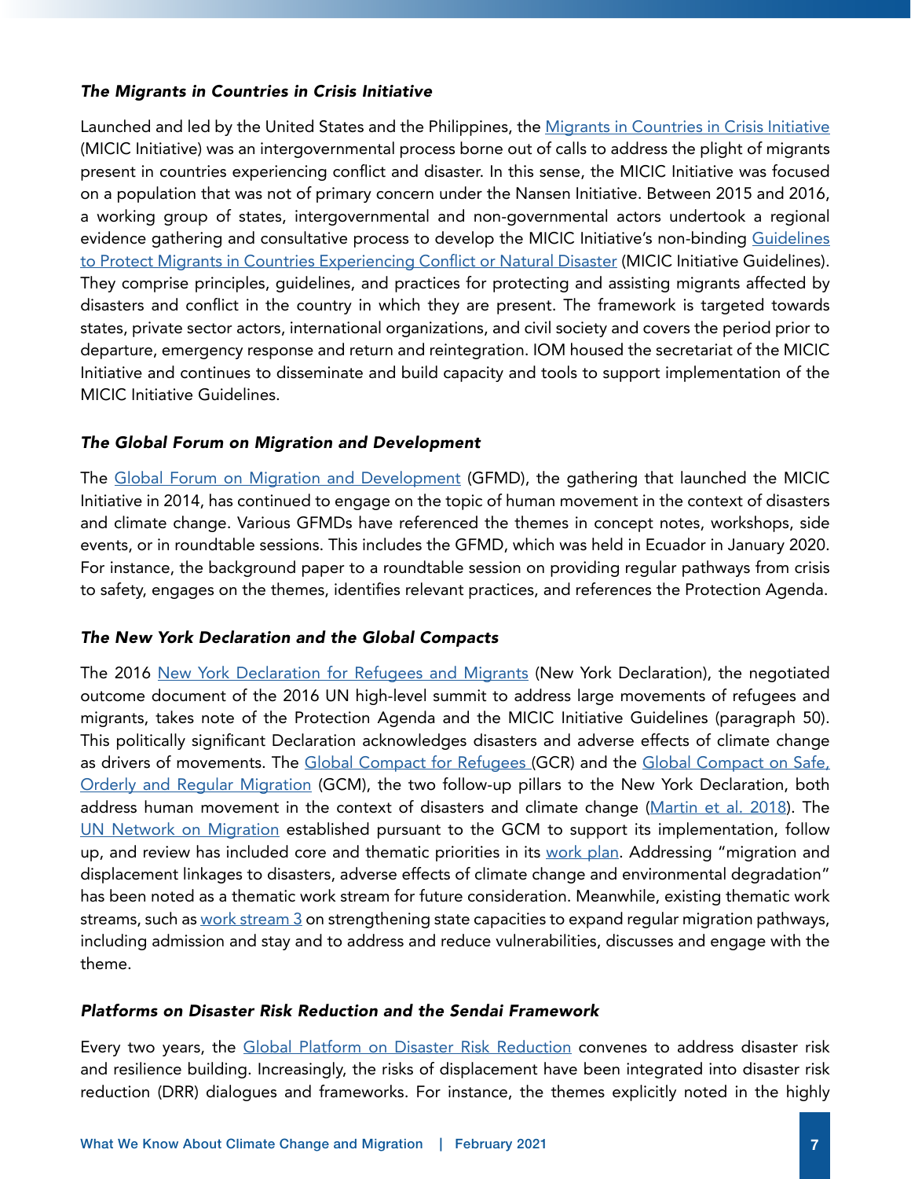### *The Migrants in Countries in Crisis Initiative*

Launched and led by the United States and the Philippines, the Migrants in Countries in Crisis Initiative (MICIC Initiative) was an intergovernmental process borne out of calls to address the plight of migrants present in countries experiencing conflict and disaster. In this sense, the MICIC Initiative was focused on a population that was not of primary concern under the Nansen Initiative. Between 2015 and 2016, a working group of states, intergovernmental and non-governmental actors undertook a regional evidence gathering and consultative process to develop the MICIC Initiative's non-binding Guidelines to Protect Migrants in Countries Experiencing Conflict or Natural Disaster (MICIC Initiative Guidelines). They comprise principles, guidelines, and practices for protecting and assisting migrants affected by disasters and conflict in the country in which they are present. The framework is targeted towards states, private sector actors, international organizations, and civil society and covers the period prior to departure, emergency response and return and reintegration. IOM housed the secretariat of the MICIC Initiative and continues to disseminate and build capacity and tools to support implementation of the MICIC Initiative Guidelines.

### *The Global Forum on Migration and Development*

The Global Forum on Migration and Development (GFMD), the gathering that launched the MICIC Initiative in 2014, has continued to engage on the topic of human movement in the context of disasters and climate change. Various GFMDs have referenced the themes in concept notes, workshops, side events, or in roundtable sessions. This includes the GFMD, which was held in Ecuador in January 2020. For instance, the background paper to a roundtable session on providing regular pathways from crisis to safety, engages on the themes, identifies relevant practices, and references the Protection Agenda.

### *The New York Declaration and the Global Compacts*

The 2016 New York Declaration for Refugees and Migrants (New York Declaration), the negotiated outcome document of the 2016 UN high-level summit to address large movements of refugees and migrants, takes note of the Protection Agenda and the MICIC Initiative Guidelines (paragraph 50). This politically significant Declaration acknowledges disasters and adverse effects of climate change as drivers of movements. The Global Compact for Refugees (GCR) and the Global Compact on Safe, Orderly and Regular Migration (GCM), the two follow-up pillars to the New York Declaration, both address human movement in the context of disasters and climate change (Martin et al. 2018). The UN Network on Migration established pursuant to the GCM to support its implementation, follow up, and review has included core and thematic priorities in its work plan. Addressing "migration and displacement linkages to disasters, adverse effects of climate change and environmental degradation" has been noted as a thematic work stream for future consideration. Meanwhile, existing thematic work streams, such as work stream 3 on strengthening state capacities to expand regular migration pathways, including admission and stay and to address and reduce vulnerabilities, discusses and engage with the theme.

### *Platforms on Disaster Risk Reduction and the Sendai Framework*

Every two years, the Global Platform on Disaster Risk Reduction convenes to address disaster risk and resilience building. Increasingly, the risks of displacement have been integrated into disaster risk reduction (DRR) dialogues and frameworks. For instance, the themes explicitly noted in the highly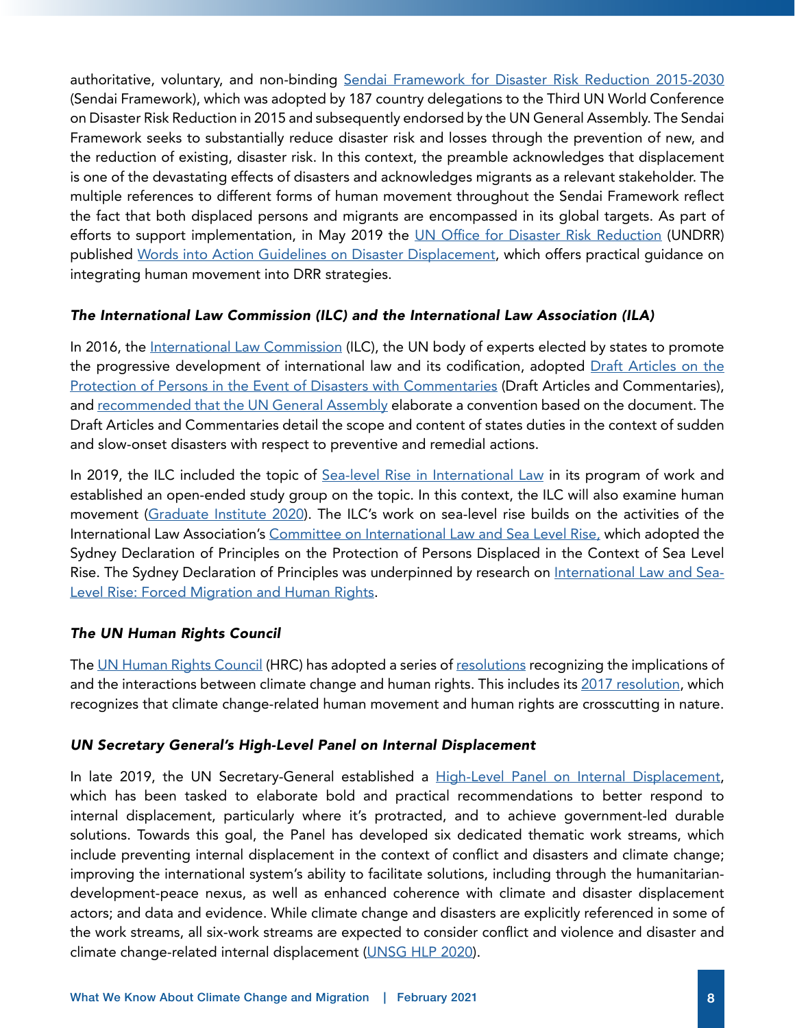authoritative, voluntary, and non-binding Sendai Framework for Disaster Risk Reduction 2015-2030 (Sendai Framework), which was adopted by 187 country delegations to the Third UN World Conference on Disaster Risk Reduction in 2015 and subsequently endorsed by the UN General Assembly. The Sendai Framework seeks to substantially reduce disaster risk and losses through the prevention of new, and the reduction of existing, disaster risk. In this context, the preamble acknowledges that displacement is one of the devastating effects of disasters and acknowledges migrants as a relevant stakeholder. The multiple references to different forms of human movement throughout the Sendai Framework reflect the fact that both displaced persons and migrants are encompassed in its global targets. As part of efforts to support implementation, in May 2019 the UN Office for Disaster Risk Reduction (UNDRR) published Words into Action Guidelines on Disaster Displacement, which offers practical guidance on integrating human movement into DRR strategies.

### *The International Law Commission (ILC) and the International Law Association (ILA)*

In 2016, the International Law Commission (ILC), the UN body of experts elected by states to promote the progressive development of international law and its codification, adopted Draft Articles on the Protection of Persons in the Event of Disasters with Commentaries (Draft Articles and Commentaries), and recommended that the UN General Assembly elaborate a convention based on the document. The Draft Articles and Commentaries detail the scope and content of states duties in the context of sudden and slow-onset disasters with respect to preventive and remedial actions.

In 2019, the ILC included the topic of Sea-level Rise in International Law in its program of work and established an open-ended study group on the topic. In this context, the ILC will also examine human movement (Graduate Institute 2020). The ILC's work on sea-level rise builds on the activities of the International Law Association's Committee on International Law and Sea Level Rise, which adopted the Sydney Declaration of Principles on the Protection of Persons Displaced in the Context of Sea Level Rise. The Sydney Declaration of Principles was underpinned by research on International Law and Sea-Level Rise: Forced Migration and Human Rights.

### *The UN Human Rights Council*

The UN Human Rights Council (HRC) has adopted a series of resolutions recognizing the implications of and the interactions between climate change and human rights. This includes its 2017 resolution, which recognizes that climate change-related human movement and human rights are crosscutting in nature.

### *UN Secretary General's High-Level Panel on Internal Displacement*

In late 2019, the UN Secretary-General established a High-Level Panel on Internal Displacement, which has been tasked to elaborate bold and practical recommendations to better respond to internal displacement, particularly where it's protracted, and to achieve government-led durable solutions. Towards this goal, the Panel has developed six dedicated thematic work streams, which include preventing internal displacement in the context of conflict and disasters and climate change; improving the international system's ability to facilitate solutions, including through the humanitarian-development-peace nexus, as well as enhanced coherence with climate and disaster displacement actors; and data and evidence. While climate change and disasters are explicitly referenced in some of the work streams, all six-work streams are expected to consider conflict and violence and disaster and climate change-related internal displacement (UNSG HLP 2020).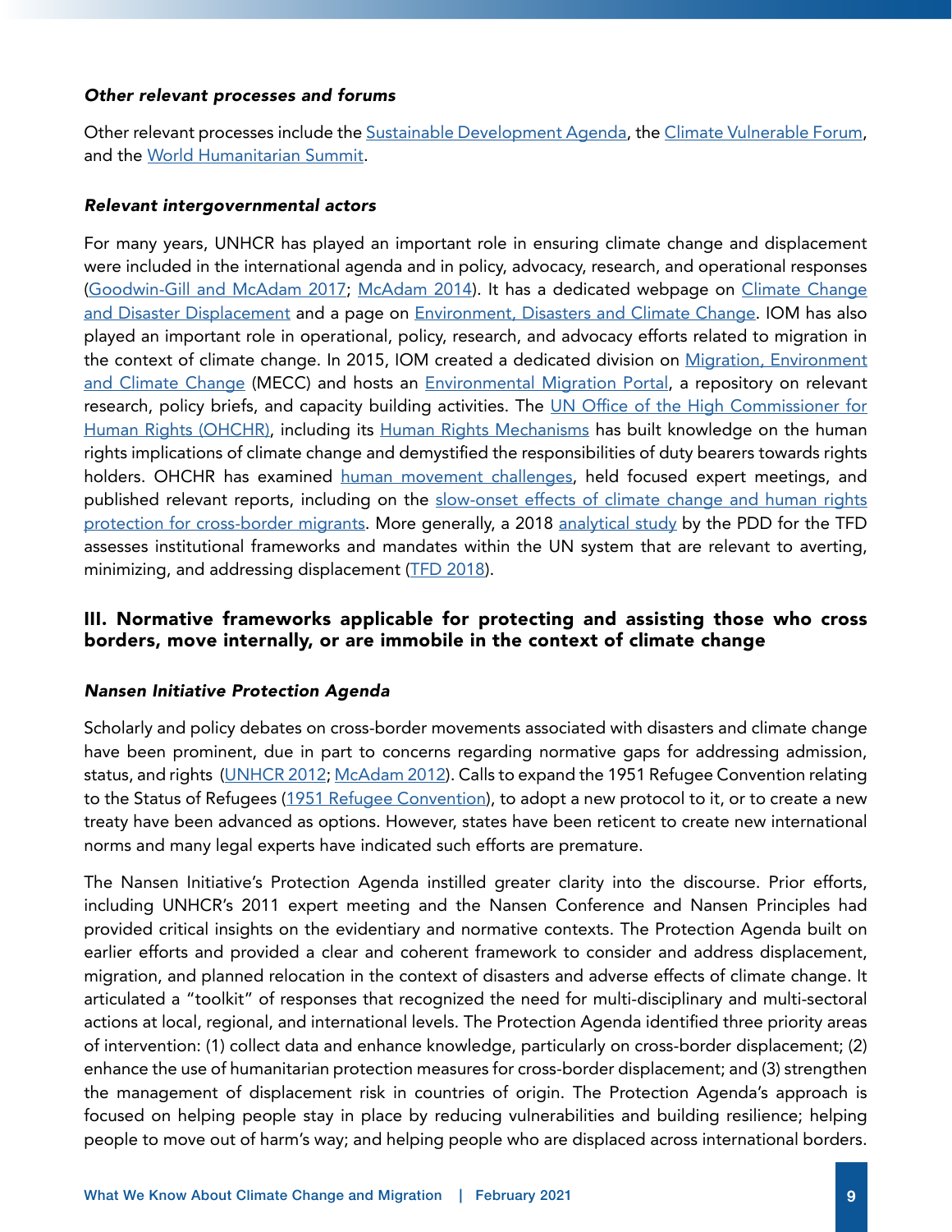#### *Other relevant processes and forums*

Other relevant processes include the Sustainable Development Agenda, the Climate Vulnerable Forum, and the World Humanitarian Summit.

#### *Relevant intergovernmental actors*

For many years, UNHCR has played an important role in ensuring climate change and displacement were included in the international agenda and in policy, advocacy, research, and operational responses (Goodwin-Gill and McAdam 2017; McAdam 2014). It has a dedicated webpage on Climate Change and Disaster Displacement and a page on Environment, Disasters and Climate Change. IOM has also played an important role in operational, policy, research, and advocacy efforts related to migration in the context of climate change. In 2015, IOM created a dedicated division on Migration, Environment and Climate Change (MECC) and hosts an Environmental Migration Portal, a repository on relevant research, policy briefs, and capacity building activities. The UN Office of the High Commissioner for Human Rights (OHCHR), including its Human Rights Mechanisms has built knowledge on the human rights implications of climate change and demystified the responsibilities of duty bearers towards rights holders. OHCHR has examined human movement challenges, held focused expert meetings, and published relevant reports, including on the slow-onset effects of climate change and human rights protection for cross-border migrants. More generally, a 2018 analytical study by the PDD for the TFD assesses institutional frameworks and mandates within the UN system that are relevant to averting, minimizing, and addressing displacement (TFD 2018).

## III. Normative frameworks applicable for protecting and assisting those who cross borders, move internally, or are immobile in the context of climate change

#### *Nansen Initiative Protection Agenda*

Scholarly and policy debates on cross-border movements associated with disasters and climate change have been prominent, due in part to concerns regarding normative gaps for addressing admission, status, and rights (UNHCR 2012; McAdam 2012). Calls to expand the 1951 Refugee Convention relating to the Status of Refugees (1951 Refugee Convention), to adopt a new protocol to it, or to create a new treaty have been advanced as options. However, states have been reticent to create new international norms and many legal experts have indicated such efforts are premature.

The Nansen Initiative's Protection Agenda instilled greater clarity into the discourse. Prior efforts, including UNHCR's 2011 expert meeting and the Nansen Conference and Nansen Principles had provided critical insights on the evidentiary and normative contexts. The Protection Agenda built on earlier efforts and provided a clear and coherent framework to consider and address displacement, migration, and planned relocation in the context of disasters and adverse effects of climate change. It articulated a "toolkit" of responses that recognized the need for multi-disciplinary and multi-sectoral actions at local, regional, and international levels. The Protection Agenda identified three priority areas of intervention: (1) collect data and enhance knowledge, particularly on cross-border displacement; (2) enhance the use of humanitarian protection measures for cross-border displacement; and (3) strengthen the management of displacement risk in countries of origin. The Protection Agenda's approach is focused on helping people stay in place by reducing vulnerabilities and building resilience; helping people to move out of harm's way; and helping people who are displaced across international borders.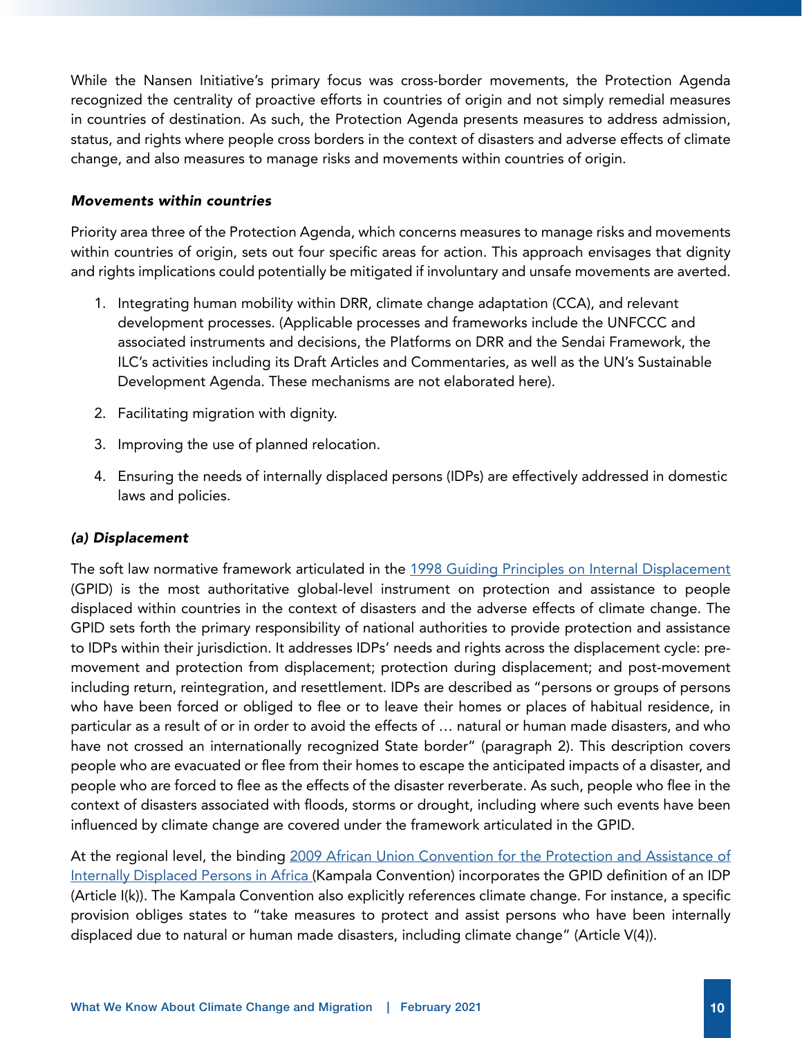While the Nansen Initiative's primary focus was cross-border movements, the Protection Agenda recognized the centrality of proactive efforts in countries of origin and not simply remedial measures in countries of destination. As such, the Protection Agenda presents measures to address admission, status, and rights where people cross borders in the context of disasters and adverse effects of climate change, and also measures to manage risks and movements within countries of origin.

### *Movements within countries*

Priority area three of the Protection Agenda, which concerns measures to manage risks and movements within countries of origin, sets out four specific areas for action. This approach envisages that dignity and rights implications could potentially be mitigated if involuntary and unsafe movements are averted.

1. Integrating human mobility within DRR, climate change adaptation (CCA), and relevant development processes. (Applicable processes and frameworks include the UNFCCC and associated instruments and decisions, the Platforms on DRR and the Sendai Framework, the ILC's activities including its Draft Articles and Commentaries, as well as the UN's Sustainable Development Agenda. These mechanisms are not elaborated here).
2. Facilitating migration with dignity.
3. Improving the use of planned relocation.
4. Ensuring the needs of internally displaced persons (IDPs) are effectively addressed in domestic laws and policies.

#### *(a) Displacement*

The soft law normative framework articulated in the 1998 Guiding Principles on Internal Displacement (GPID) is the most authoritative global-level instrument on protection and assistance to people displaced within countries in the context of disasters and the adverse effects of climate change. The GPID sets forth the primary responsibility of national authorities to provide protection and assistance to IDPs within their jurisdiction. It addresses IDPs' needs and rights across the displacement cycle: pre-movement and protection from displacement; protection during displacement; and post-movement including return, reintegration, and resettlement. IDPs are described as "persons or groups of persons who have been forced or obliged to flee or to leave their homes or places of habitual residence, in particular as a result of or in order to avoid the effects of … natural or human made disasters, and who have not crossed an internationally recognized State border" (paragraph 2). This description covers people who are evacuated or flee from their homes to escape the anticipated impacts of a disaster, and people who are forced to flee as the effects of the disaster reverberate. As such, people who flee in the context of disasters associated with floods, storms or drought, including where such events have been influenced by climate change are covered under the framework articulated in the GPID.

At the regional level, the binding 2009 African Union Convention for the Protection and Assistance of Internally Displaced Persons in Africa (Kampala Convention) incorporates the GPID definition of an IDP (Article I(k)). The Kampala Convention also explicitly references climate change. For instance, a specific provision obliges states to "take measures to protect and assist persons who have been internally displaced due to natural or human made disasters, including climate change" (Article V(4)).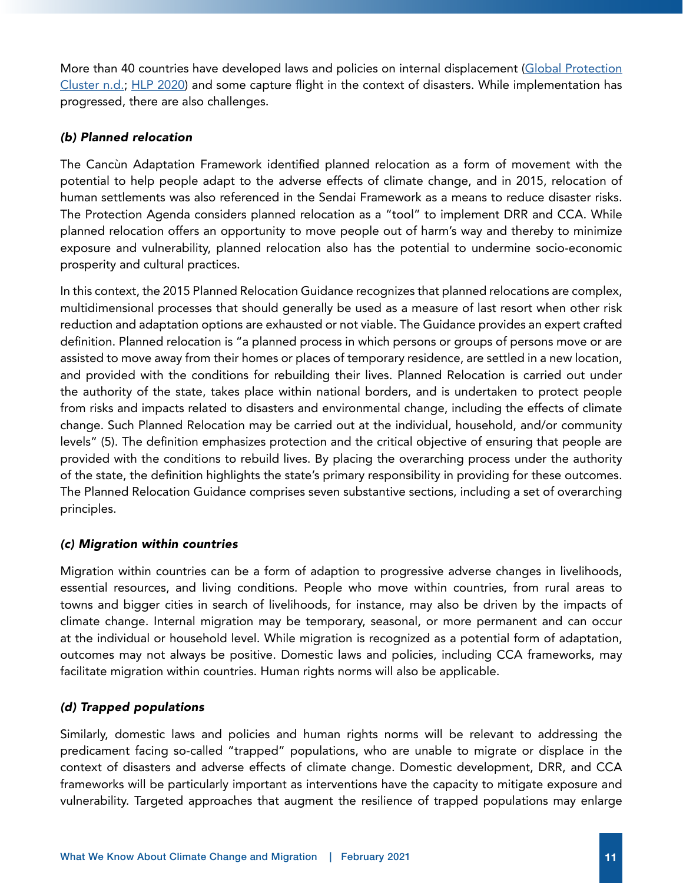More than 40 countries have developed laws and policies on internal displacement ([Global Protection Cluster n.d.](); [HLP 2020]()) and some capture flight in the context of disasters. While implementation has progressed, there are also challenges.

### *(b) Planned relocation*

The Cancùn Adaptation Framework identified planned relocation as a form of movement with the potential to help people adapt to the adverse effects of climate change, and in 2015, relocation of human settlements was also referenced in the Sendai Framework as a means to reduce disaster risks. The Protection Agenda considers planned relocation as a "tool" to implement DRR and CCA. While planned relocation offers an opportunity to move people out of harm's way and thereby to minimize exposure and vulnerability, planned relocation also has the potential to undermine socio-economic prosperity and cultural practices.

In this context, the 2015 Planned Relocation Guidance recognizes that planned relocations are complex, multidimensional processes that should generally be used as a measure of last resort when other risk reduction and adaptation options are exhausted or not viable. The Guidance provides an expert crafted definition. Planned relocation is "a planned process in which persons or groups of persons move or are assisted to move away from their homes or places of temporary residence, are settled in a new location, and provided with the conditions for rebuilding their lives. Planned Relocation is carried out under the authority of the state, takes place within national borders, and is undertaken to protect people from risks and impacts related to disasters and environmental change, including the effects of climate change. Such Planned Relocation may be carried out at the individual, household, and/or community levels" (5). The definition emphasizes protection and the critical objective of ensuring that people are provided with the conditions to rebuild lives. By placing the overarching process under the authority of the state, the definition highlights the state's primary responsibility in providing for these outcomes. The Planned Relocation Guidance comprises seven substantive sections, including a set of overarching principles.

### *(c) Migration within countries*

Migration within countries can be a form of adaption to progressive adverse changes in livelihoods, essential resources, and living conditions. People who move within countries, from rural areas to towns and bigger cities in search of livelihoods, for instance, may also be driven by the impacts of climate change. Internal migration may be temporary, seasonal, or more permanent and can occur at the individual or household level. While migration is recognized as a potential form of adaptation, outcomes may not always be positive. Domestic laws and policies, including CCA frameworks, may facilitate migration within countries. Human rights norms will also be applicable.

### *(d) Trapped populations*

Similarly, domestic laws and policies and human rights norms will be relevant to addressing the predicament facing so-called "trapped" populations, who are unable to migrate or displace in the context of disasters and adverse effects of climate change. Domestic development, DRR, and CCA frameworks will be particularly important as interventions have the capacity to mitigate exposure and vulnerability. Targeted approaches that augment the resilience of trapped populations may enlarge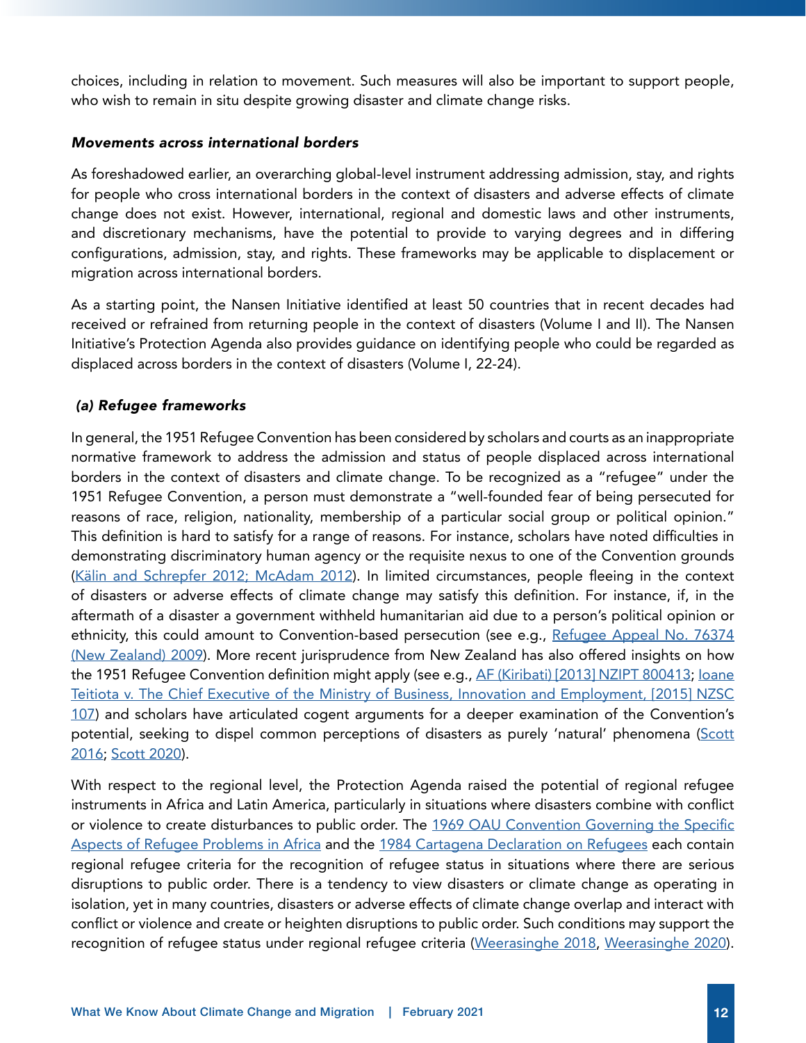choices, including in relation to movement. Such measures will also be important to support people, who wish to remain in situ despite growing disaster and climate change risks.

#### *Movements across international borders*

As foreshadowed earlier, an overarching global-level instrument addressing admission, stay, and rights for people who cross international borders in the context of disasters and adverse effects of climate change does not exist. However, international, regional and domestic laws and other instruments, and discretionary mechanisms, have the potential to provide to varying degrees and in differing configurations, admission, stay, and rights. These frameworks may be applicable to displacement or migration across international borders.

As a starting point, the Nansen Initiative identified at least 50 countries that in recent decades had received or refrained from returning people in the context of disasters (Volume I and II). The Nansen Initiative's Protection Agenda also provides guidance on identifying people who could be regarded as displaced across borders in the context of disasters (Volume I, 22-24).

#### *(a) Refugee frameworks*

In general, the 1951 Refugee Convention has been considered by scholars and courts as an inappropriate normative framework to address the admission and status of people displaced across international borders in the context of disasters and climate change. To be recognized as a "refugee" under the 1951 Refugee Convention, a person must demonstrate a "well-founded fear of being persecuted for reasons of race, religion, nationality, membership of a particular social group or political opinion." This definition is hard to satisfy for a range of reasons. For instance, scholars have noted difficulties in demonstrating discriminatory human agency or the requisite nexus to one of the Convention grounds (Kälin and Schrepfer 2012; McAdam 2012). In limited circumstances, people fleeing in the context of disasters or adverse effects of climate change may satisfy this definition. For instance, if, in the aftermath of a disaster a government withheld humanitarian aid due to a person's political opinion or ethnicity, this could amount to Convention-based persecution (see e.g., Refugee Appeal No. 76374 (New Zealand) 2009). More recent jurisprudence from New Zealand has also offered insights on how the 1951 Refugee Convention definition might apply (see e.g., AF (Kiribati) [2013] NZIPT 800413; Ioane Teitiota v. The Chief Executive of the Ministry of Business, Innovation and Employment, [2015] NZSC 107) and scholars have articulated cogent arguments for a deeper examination of the Convention's potential, seeking to dispel common perceptions of disasters as purely 'natural' phenomena (Scott 2016; Scott 2020).

With respect to the regional level, the Protection Agenda raised the potential of regional refugee instruments in Africa and Latin America, particularly in situations where disasters combine with conflict or violence to create disturbances to public order. The 1969 OAU Convention Governing the Specific Aspects of Refugee Problems in Africa and the 1984 Cartagena Declaration on Refugees each contain regional refugee criteria for the recognition of refugee status in situations where there are serious disruptions to public order. There is a tendency to view disasters or climate change as operating in isolation, yet in many countries, disasters or adverse effects of climate change overlap and interact with conflict or violence and create or heighten disruptions to public order. Such conditions may support the recognition of refugee status under regional refugee criteria (Weerasinghe 2018, Weerasinghe 2020).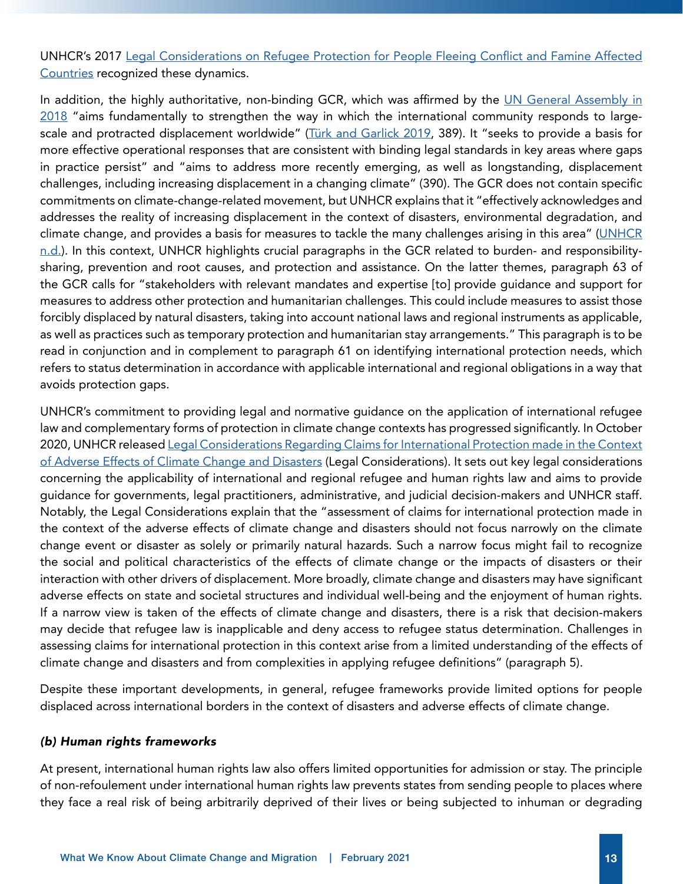UNHCR's 2017 [Legal Considerations on Refugee Protection for People Fleeing Conflict and Famine Affected Countries](#) recognized these dynamics.

In addition, the highly authoritative, non-binding GCR, which was affirmed by the [UN General Assembly in 2018](#) "aims fundamentally to strengthen the way in which the international community responds to large-scale and protracted displacement worldwide" ([Türk and Garlick 2019](#), 389). It "seeks to provide a basis for more effective operational responses that are consistent with binding legal standards in key areas where gaps in practice persist" and "aims to address more recently emerging, as well as longstanding, displacement challenges, including increasing displacement in a changing climate" (390). The GCR does not contain specific commitments on climate-change-related movement, but UNHCR explains that it "effectively acknowledges and addresses the reality of increasing displacement in the context of disasters, environmental degradation, and climate change, and provides a basis for measures to tackle the many challenges arising in this area" ([UNHCR n.d.](#)). In this context, UNHCR highlights crucial paragraphs in the GCR related to burden- and responsibility-sharing, prevention and root causes, and protection and assistance. On the latter themes, paragraph 63 of the GCR calls for "stakeholders with relevant mandates and expertise [to] provide guidance and support for measures to address other protection and humanitarian challenges. This could include measures to assist those forcibly displaced by natural disasters, taking into account national laws and regional instruments as applicable, as well as practices such as temporary protection and humanitarian stay arrangements." This paragraph is to be read in conjunction and in complement to paragraph 61 on identifying international protection needs, which refers to status determination in accordance with applicable international and regional obligations in a way that avoids protection gaps.

UNHCR's commitment to providing legal and normative guidance on the application of international refugee law and complementary forms of protection in climate change contexts has progressed significantly. In October 2020, UNHCR released [Legal Considerations Regarding Claims for International Protection made in the Context of Adverse Effects of Climate Change and Disasters](#) (Legal Considerations). It sets out key legal considerations concerning the applicability of international and regional refugee and human rights law and aims to provide guidance for governments, legal practitioners, administrative, and judicial decision-makers and UNHCR staff. Notably, the Legal Considerations explain that the "assessment of claims for international protection made in the context of the adverse effects of climate change and disasters should not focus narrowly on the climate change event or disaster as solely or primarily natural hazards. Such a narrow focus might fail to recognize the social and political characteristics of the effects of climate change or the impacts of disasters or their interaction with other drivers of displacement. More broadly, climate change and disasters may have significant adverse effects on state and societal structures and individual well-being and the enjoyment of human rights. If a narrow view is taken of the effects of climate change and disasters, there is a risk that decision-makers may decide that refugee law is inapplicable and deny access to refugee status determination. Challenges in assessing claims for international protection in this context arise from a limited understanding of the effects of climate change and disasters and from complexities in applying refugee definitions" (paragraph 5).

Despite these important developments, in general, refugee frameworks provide limited options for people displaced across international borders in the context of disasters and adverse effects of climate change.

#### *(b) Human rights frameworks*

At present, international human rights law also offers limited opportunities for admission or stay. The principle of non-refoulement under international human rights law prevents states from sending people to places where they face a real risk of being arbitrarily deprived of their lives or being subjected to inhuman or degrading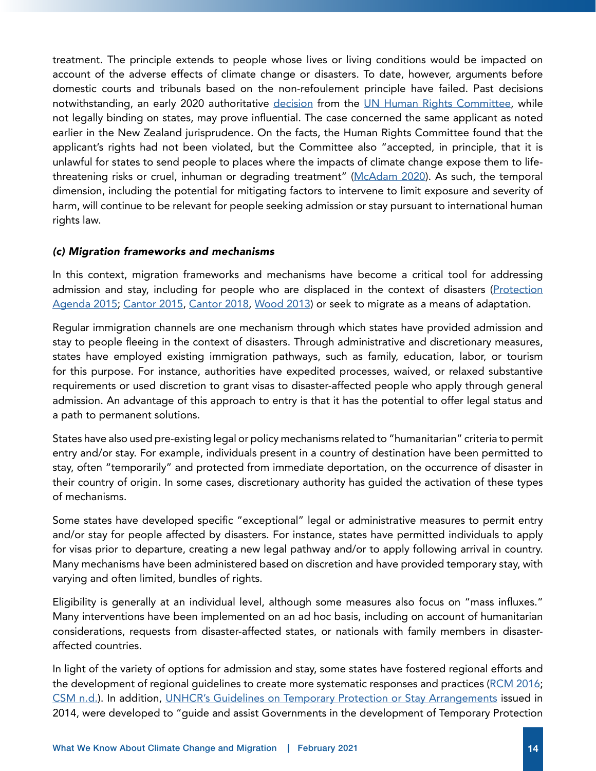treatment. The principle extends to people whose lives or living conditions would be impacted on account of the adverse effects of climate change or disasters. To date, however, arguments before domestic courts and tribunals based on the non-refoulement principle have failed. Past decisions notwithstanding, an early 2020 authoritative decision from the UN Human Rights Committee, while not legally binding on states, may prove influential. The case concerned the same applicant as noted earlier in the New Zealand jurisprudence. On the facts, the Human Rights Committee found that the applicant's rights had not been violated, but the Committee also "accepted, in principle, that it is unlawful for states to send people to places where the impacts of climate change expose them to life-threatening risks or cruel, inhuman or degrading treatment" (McAdam 2020). As such, the temporal dimension, including the potential for mitigating factors to intervene to limit exposure and severity of harm, will continue to be relevant for people seeking admission or stay pursuant to international human rights law.

### *(c) Migration frameworks and mechanisms*

In this context, migration frameworks and mechanisms have become a critical tool for addressing admission and stay, including for people who are displaced in the context of disasters (Protection Agenda 2015; Cantor 2015, Cantor 2018, Wood 2013) or seek to migrate as a means of adaptation.

Regular immigration channels are one mechanism through which states have provided admission and stay to people fleeing in the context of disasters. Through administrative and discretionary measures, states have employed existing immigration pathways, such as family, education, labor, or tourism for this purpose. For instance, authorities have expedited processes, waived, or relaxed substantive requirements or used discretion to grant visas to disaster-affected people who apply through general admission. An advantage of this approach to entry is that it has the potential to offer legal status and a path to permanent solutions.

States have also used pre-existing legal or policy mechanisms related to "humanitarian" criteria to permit entry and/or stay. For example, individuals present in a country of destination have been permitted to stay, often "temporarily" and protected from immediate deportation, on the occurrence of disaster in their country of origin. In some cases, discretionary authority has guided the activation of these types of mechanisms.

Some states have developed specific "exceptional" legal or administrative measures to permit entry and/or stay for people affected by disasters. For instance, states have permitted individuals to apply for visas prior to departure, creating a new legal pathway and/or to apply following arrival in country. Many mechanisms have been administered based on discretion and have provided temporary stay, with varying and often limited, bundles of rights.

Eligibility is generally at an individual level, although some measures also focus on "mass influxes." Many interventions have been implemented on an ad hoc basis, including on account of humanitarian considerations, requests from disaster-affected states, or nationals with family members in disaster-affected countries.

In light of the variety of options for admission and stay, some states have fostered regional efforts and the development of regional guidelines to create more systematic responses and practices (RCM 2016; CSM n.d.). In addition, UNHCR's Guidelines on Temporary Protection or Stay Arrangements issued in 2014, were developed to "guide and assist Governments in the development of Temporary Protection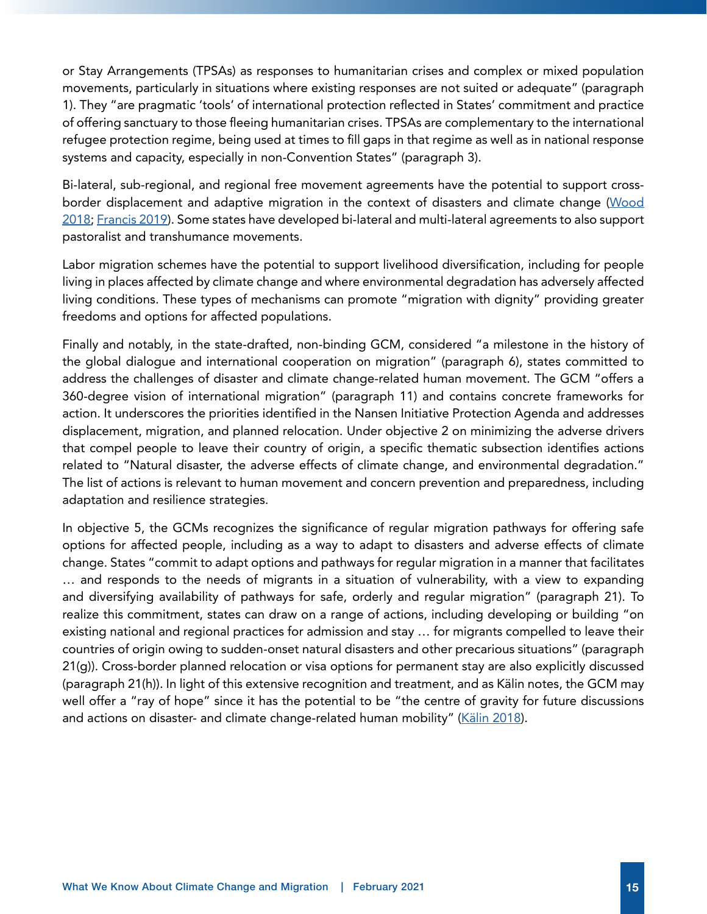or Stay Arrangements (TPSAs) as responses to humanitarian crises and complex or mixed population movements, particularly in situations where existing responses are not suited or adequate" (paragraph 1). They "are pragmatic 'tools' of international protection reflected in States' commitment and practice of offering sanctuary to those fleeing humanitarian crises. TPSAs are complementary to the international refugee protection regime, being used at times to fill gaps in that regime as well as in national response systems and capacity, especially in non-Convention States" (paragraph 3).

Bi-lateral, sub-regional, and regional free movement agreements have the potential to support cross-border displacement and adaptive migration in the context of disasters and climate change (Wood 2018; Francis 2019). Some states have developed bi-lateral and multi-lateral agreements to also support pastoralist and transhumance movements.

Labor migration schemes have the potential to support livelihood diversification, including for people living in places affected by climate change and where environmental degradation has adversely affected living conditions. These types of mechanisms can promote "migration with dignity" providing greater freedoms and options for affected populations.

Finally and notably, in the state-drafted, non-binding GCM, considered "a milestone in the history of the global dialogue and international cooperation on migration" (paragraph 6), states committed to address the challenges of disaster and climate change-related human movement. The GCM "offers a 360-degree vision of international migration" (paragraph 11) and contains concrete frameworks for action. It underscores the priorities identified in the Nansen Initiative Protection Agenda and addresses displacement, migration, and planned relocation. Under objective 2 on minimizing the adverse drivers that compel people to leave their country of origin, a specific thematic subsection identifies actions related to "Natural disaster, the adverse effects of climate change, and environmental degradation." The list of actions is relevant to human movement and concern prevention and preparedness, including adaptation and resilience strategies.

In objective 5, the GCMs recognizes the significance of regular migration pathways for offering safe options for affected people, including as a way to adapt to disasters and adverse effects of climate change. States "commit to adapt options and pathways for regular migration in a manner that facilitates … and responds to the needs of migrants in a situation of vulnerability, with a view to expanding and diversifying availability of pathways for safe, orderly and regular migration" (paragraph 21). To realize this commitment, states can draw on a range of actions, including developing or building "on existing national and regional practices for admission and stay … for migrants compelled to leave their countries of origin owing to sudden-onset natural disasters and other precarious situations" (paragraph 21(g)). Cross-border planned relocation or visa options for permanent stay are also explicitly discussed (paragraph 21(h)). In light of this extensive recognition and treatment, and as Kälin notes, the GCM may well offer a "ray of hope" since it has the potential to be "the centre of gravity for future discussions and actions on disaster- and climate change-related human mobility" (Kälin 2018).